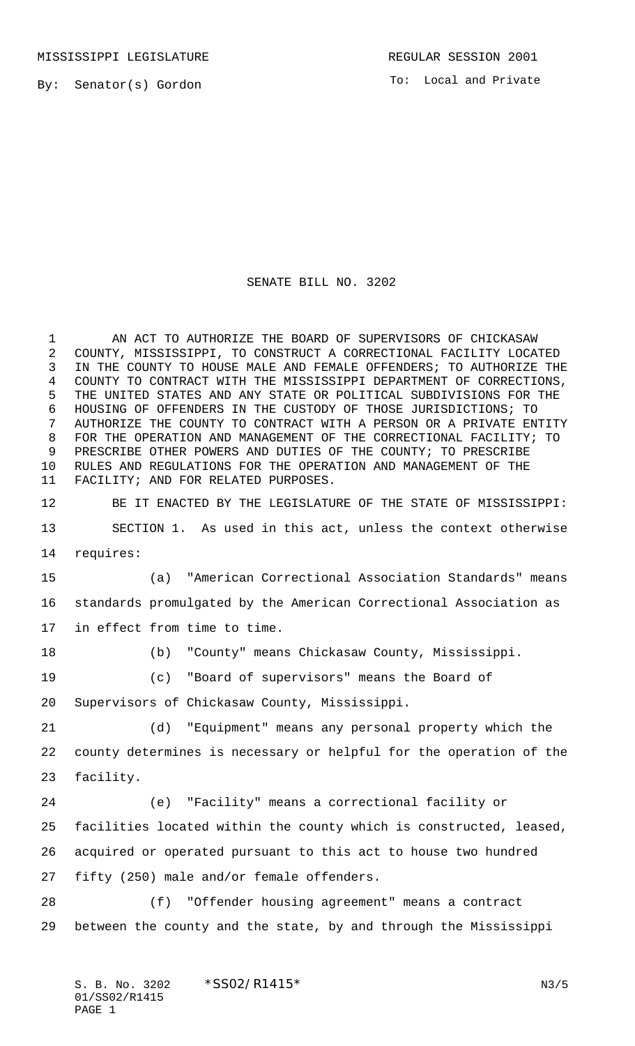MISSISSIPPI LEGISLATURE REGULAR SESSION 2001

By: Senator(s) Gordon

To: Local and Private

# SENATE BILL NO. 3202

AN ACT TO AUTHORIZE THE BOARD OF SUPERVISORS OF CHICKASAW COUNTY, MISSISSIPPI, TO CONSTRUCT A CORRECTIONAL FACILITY LOCATED IN THE COUNTY TO HOUSE MALE AND FEMALE OFFENDERS; TO AUTHORIZE THE COUNTY TO CONTRACT WITH THE MISSISSIPPI DEPARTMENT OF CORRECTIONS, THE UNITED STATES AND ANY STATE OR POLITICAL SUBDIVISIONS FOR THE HOUSING OF OFFENDERS IN THE CUSTODY OF THOSE JURISDICTIONS; TO AUTHORIZE THE COUNTY TO CONTRACT WITH A PERSON OR A PRIVATE ENTITY FOR THE OPERATION AND MANAGEMENT OF THE CORRECTIONAL FACILITY; TO PRESCRIBE OTHER POWERS AND DUTIES OF THE COUNTY; TO PRESCRIBE RULES AND REGULATIONS FOR THE OPERATION AND MANAGEMENT OF THE FACILITY; AND FOR RELATED PURPOSES.

BE IT ENACTED BY THE LEGISLATURE OF THE STATE OF MISSISSIPPI:

SECTION 1. As used in this act, unless the context otherwise requires:

(a) "American Correctional Association Standards" means standards promulgated by the American Correctional Association as in effect from time to time.

(b) "County" means Chickasaw County, Mississippi.

(c) "Board of supervisors" means the Board of Supervisors of Chickasaw County, Mississippi.

(d) "Equipment" means any personal property which the county determines is necessary or helpful for the operation of the facility.

(e) "Facility" means a correctional facility or facilities located within the county which is constructed, leased, acquired or operated pursuant to this act to house two hundred fifty (250) male and/or female offenders.

(f) "Offender housing agreement" means a contract between the county and the state, by and through the Mississippi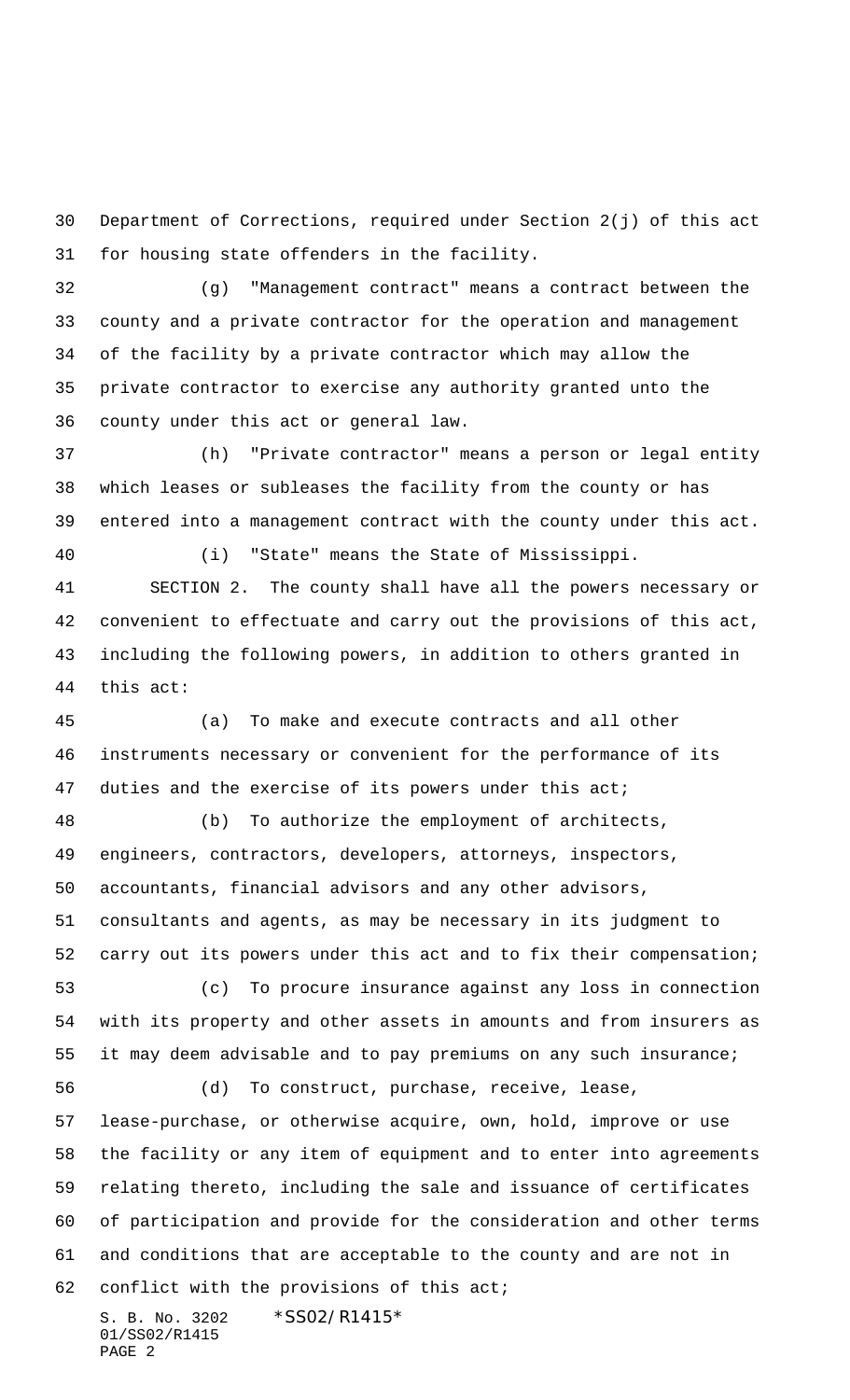Department of Corrections, required under Section 2(j) of this act for housing state offenders in the facility.

(g) "Management contract" means a contract between the county and a private contractor for the operation and management of the facility by a private contractor which may allow the private contractor to exercise any authority granted unto the county under this act or general law.

(h) "Private contractor" means a person or legal entity which leases or subleases the facility from the county or has entered into a management contract with the county under this act.

(i) "State" means the State of Mississippi.

SECTION 2. The county shall have all the powers necessary or convenient to effectuate and carry out the provisions of this act, including the following powers, in addition to others granted in this act:

(a) To make and execute contracts and all other instruments necessary or convenient for the performance of its duties and the exercise of its powers under this act;

(b) To authorize the employment of architects, engineers, contractors, developers, attorneys, inspectors, accountants, financial advisors and any other advisors, consultants and agents, as may be necessary in its judgment to carry out its powers under this act and to fix their compensation;

(c) To procure insurance against any loss in connection with its property and other assets in amounts and from insurers as it may deem advisable and to pay premiums on any such insurance;

(d) To construct, purchase, receive, lease, lease-purchase, or otherwise acquire, own, hold, improve or use the facility or any item of equipment and to enter into agreements relating thereto, including the sale and issuance of certificates of participation and provide for the consideration and other terms and conditions that are acceptable to the county and are not in conflict with the provisions of this act;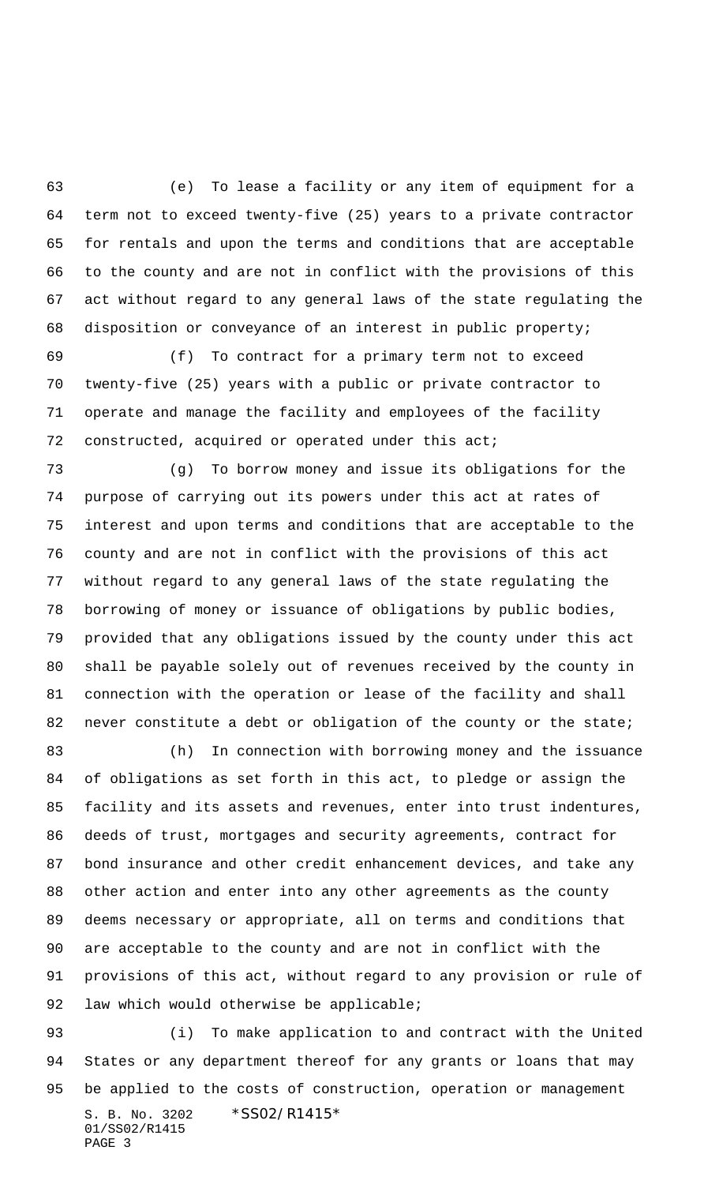(e) To lease a facility or any item of equipment for a term not to exceed twenty-five (25) years to a private contractor for rentals and upon the terms and conditions that are acceptable to the county and are not in conflict with the provisions of this act without regard to any general laws of the state regulating the disposition or conveyance of an interest in public property;

(f) To contract for a primary term not to exceed twenty-five (25) years with a public or private contractor to operate and manage the facility and employees of the facility constructed, acquired or operated under this act;

(g) To borrow money and issue its obligations for the purpose of carrying out its powers under this act at rates of interest and upon terms and conditions that are acceptable to the county and are not in conflict with the provisions of this act without regard to any general laws of the state regulating the borrowing of money or issuance of obligations by public bodies, provided that any obligations issued by the county under this act shall be payable solely out of revenues received by the county in connection with the operation or lease of the facility and shall never constitute a debt or obligation of the county or the state;

(h) In connection with borrowing money and the issuance of obligations as set forth in this act, to pledge or assign the facility and its assets and revenues, enter into trust indentures, deeds of trust, mortgages and security agreements, contract for bond insurance and other credit enhancement devices, and take any other action and enter into any other agreements as the county deems necessary or appropriate, all on terms and conditions that are acceptable to the county and are not in conflict with the provisions of this act, without regard to any provision or rule of law which would otherwise be applicable;

(i) To make application to and contract with the United States or any department thereof for any grants or loans that may be applied to the costs of construction, operation or management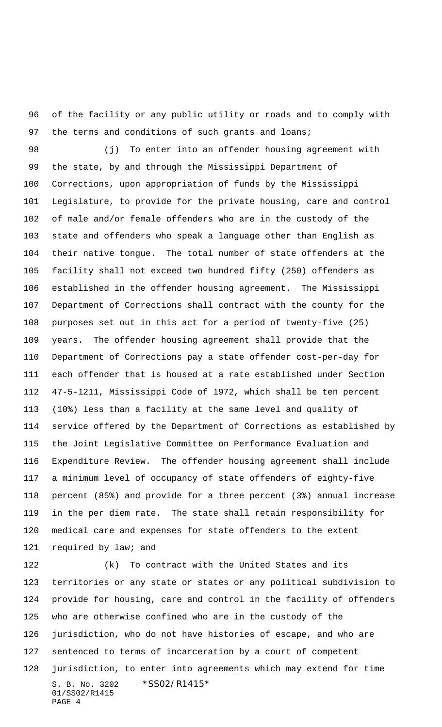of the facility or any public utility or roads and to comply with the terms and conditions of such grants and loans;

(j) To enter into an offender housing agreement with the state, by and through the Mississippi Department of Corrections, upon appropriation of funds by the Mississippi Legislature, to provide for the private housing, care and control of male and/or female offenders who are in the custody of the state and offenders who speak a language other than English as their native tongue. The total number of state offenders at the facility shall not exceed two hundred fifty (250) offenders as established in the offender housing agreement. The Mississippi Department of Corrections shall contract with the county for the purposes set out in this act for a period of twenty-five (25) years. The offender housing agreement shall provide that the Department of Corrections pay a state offender cost-per-day for each offender that is housed at a rate established under Section 47-5-1211, Mississippi Code of 1972, which shall be ten percent (10%) less than a facility at the same level and quality of service offered by the Department of Corrections as established by the Joint Legislative Committee on Performance Evaluation and Expenditure Review. The offender housing agreement shall include a minimum level of occupancy of state offenders of eighty-five percent (85%) and provide for a three percent (3%) annual increase in the per diem rate. The state shall retain responsibility for medical care and expenses for state offenders to the extent required by law; and

(k) To contract with the United States and its territories or any state or states or any political subdivision to provide for housing, care and control in the facility of offenders who are otherwise confined who are in the custody of the jurisdiction, who do not have histories of escape, and who are sentenced to terms of incarceration by a court of competent jurisdiction, to enter into agreements which may extend for time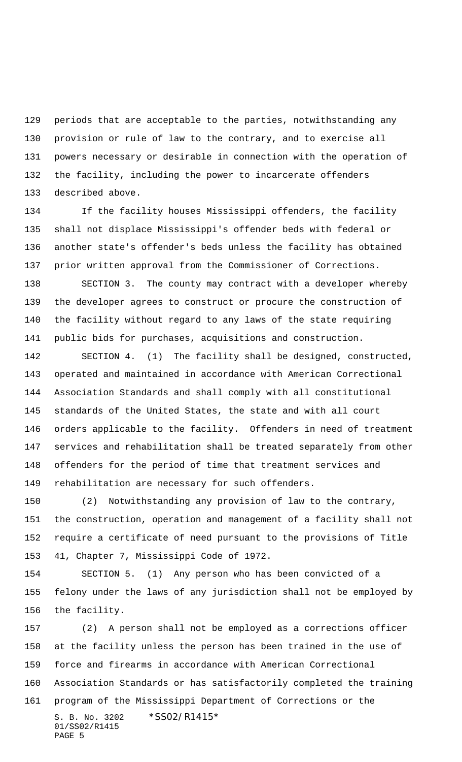periods that are acceptable to the parties, notwithstanding any provision or rule of law to the contrary, and to exercise all powers necessary or desirable in connection with the operation of the facility, including the power to incarcerate offenders described above.

If the facility houses Mississippi offenders, the facility shall not displace Mississippi's offender beds with federal or another state's offender's beds unless the facility has obtained prior written approval from the Commissioner of Corrections.

SECTION 3. The county may contract with a developer whereby the developer agrees to construct or procure the construction of the facility without regard to any laws of the state requiring public bids for purchases, acquisitions and construction.

SECTION 4. (1) The facility shall be designed, constructed, operated and maintained in accordance with American Correctional Association Standards and shall comply with all constitutional standards of the United States, the state and with all court orders applicable to the facility. Offenders in need of treatment services and rehabilitation shall be treated separately from other offenders for the period of time that treatment services and rehabilitation are necessary for such offenders.

(2) Notwithstanding any provision of law to the contrary, the construction, operation and management of a facility shall not require a certificate of need pursuant to the provisions of Title 41, Chapter 7, Mississippi Code of 1972.

SECTION 5. (1) Any person who has been convicted of a felony under the laws of any jurisdiction shall not be employed by the facility.

(2) A person shall not be employed as a corrections officer at the facility unless the person has been trained in the use of force and firearms in accordance with American Correctional Association Standards or has satisfactorily completed the training program of the Mississippi Department of Corrections or the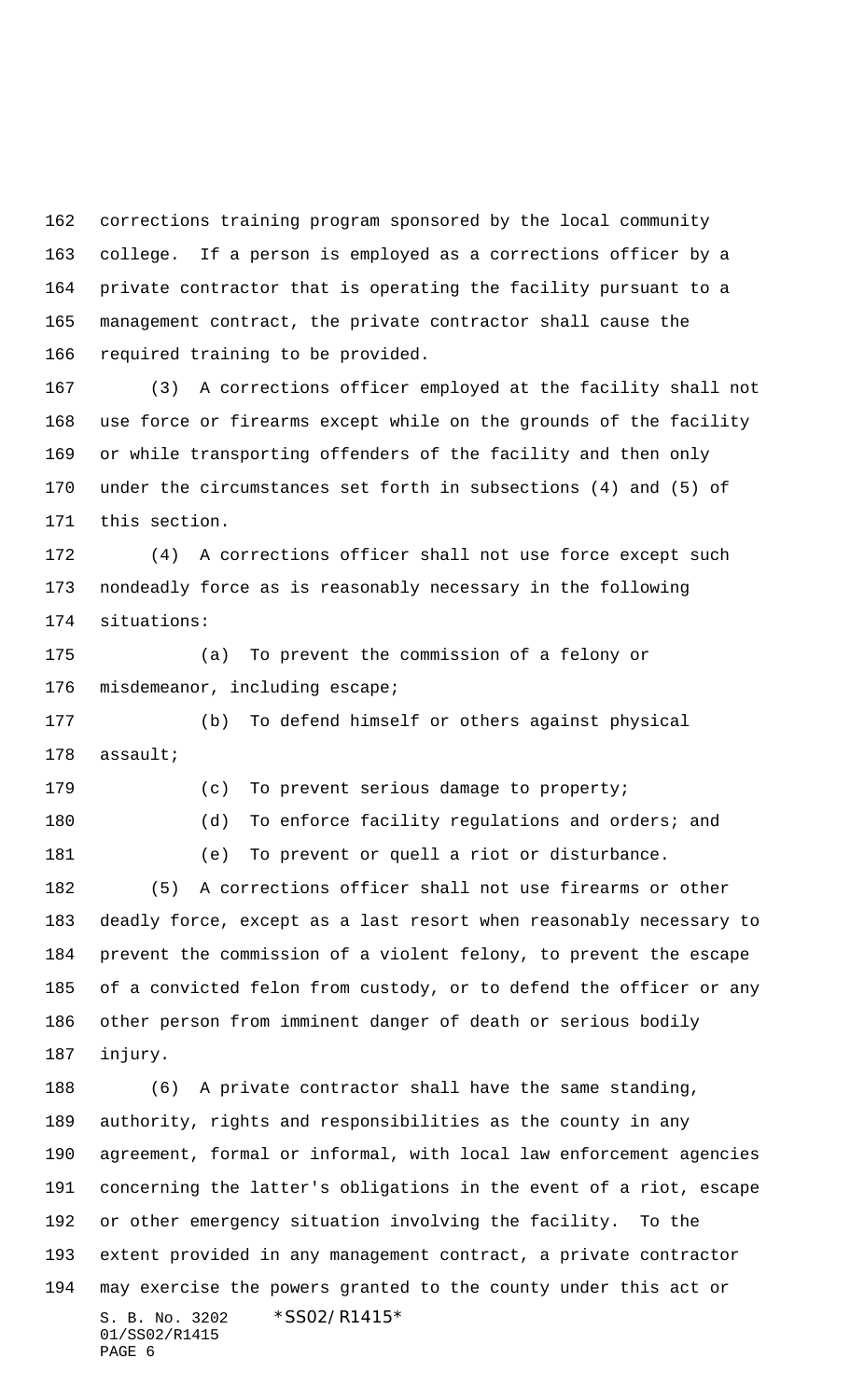corrections training program sponsored by the local community college. If a person is employed as a corrections officer by a private contractor that is operating the facility pursuant to a management contract, the private contractor shall cause the required training to be provided.

(3) A corrections officer employed at the facility shall not use force or firearms except while on the grounds of the facility or while transporting offenders of the facility and then only under the circumstances set forth in subsections (4) and (5) of this section.

(4) A corrections officer shall not use force except such nondeadly force as is reasonably necessary in the following situations:

(a) To prevent the commission of a felony or misdemeanor, including escape;

(b) To defend himself or others against physical assault;

(c) To prevent serious damage to property;

(d) To enforce facility regulations and orders; and

(e) To prevent or quell a riot or disturbance.

(5) A corrections officer shall not use firearms or other deadly force, except as a last resort when reasonably necessary to prevent the commission of a violent felony, to prevent the escape of a convicted felon from custody, or to defend the officer or any other person from imminent danger of death or serious bodily injury.

(6) A private contractor shall have the same standing, authority, rights and responsibilities as the county in any agreement, formal or informal, with local law enforcement agencies concerning the latter's obligations in the event of a riot, escape or other emergency situation involving the facility. To the extent provided in any management contract, a private contractor may exercise the powers granted to the county under this act or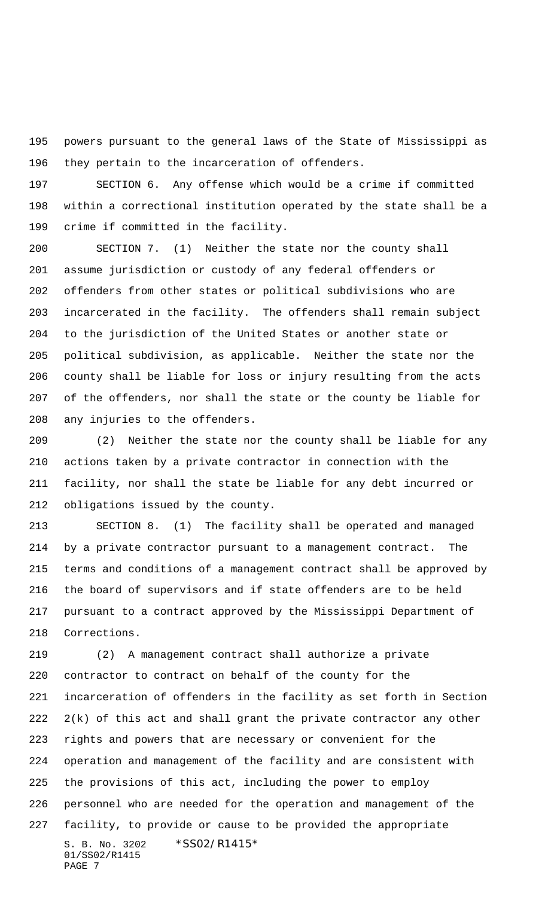powers pursuant to the general laws of the State of Mississippi as they pertain to the incarceration of offenders.

SECTION 6. Any offense which would be a crime if committed within a correctional institution operated by the state shall be a crime if committed in the facility.

SECTION 7. (1) Neither the state nor the county shall assume jurisdiction or custody of any federal offenders or offenders from other states or political subdivisions who are incarcerated in the facility. The offenders shall remain subject to the jurisdiction of the United States or another state or political subdivision, as applicable. Neither the state nor the county shall be liable for loss or injury resulting from the acts of the offenders, nor shall the state or the county be liable for any injuries to the offenders.

(2) Neither the state nor the county shall be liable for any actions taken by a private contractor in connection with the facility, nor shall the state be liable for any debt incurred or obligations issued by the county.

SECTION 8. (1) The facility shall be operated and managed by a private contractor pursuant to a management contract. The terms and conditions of a management contract shall be approved by the board of supervisors and if state offenders are to be held pursuant to a contract approved by the Mississippi Department of Corrections.

(2) A management contract shall authorize a private contractor to contract on behalf of the county for the incarceration of offenders in the facility as set forth in Section 2(k) of this act and shall grant the private contractor any other rights and powers that are necessary or convenient for the operation and management of the facility and are consistent with the provisions of this act, including the power to employ personnel who are needed for the operation and management of the facility, to provide or cause to be provided the appropriate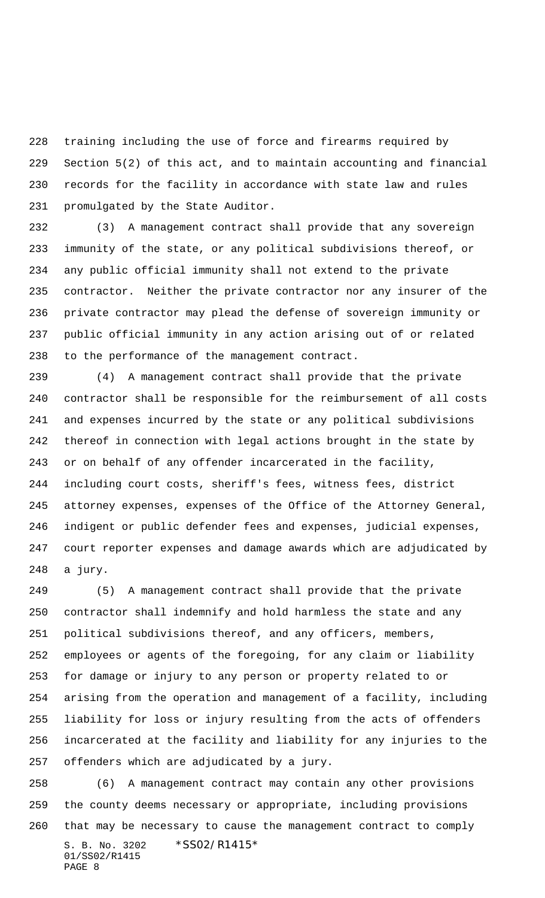training including the use of force and firearms required by Section 5(2) of this act, and to maintain accounting and financial records for the facility in accordance with state law and rules promulgated by the State Auditor.

(3) A management contract shall provide that any sovereign immunity of the state, or any political subdivisions thereof, or any public official immunity shall not extend to the private contractor. Neither the private contractor nor any insurer of the private contractor may plead the defense of sovereign immunity or public official immunity in any action arising out of or related to the performance of the management contract.

(4) A management contract shall provide that the private contractor shall be responsible for the reimbursement of all costs and expenses incurred by the state or any political subdivisions thereof in connection with legal actions brought in the state by or on behalf of any offender incarcerated in the facility, including court costs, sheriff's fees, witness fees, district attorney expenses, expenses of the Office of the Attorney General, indigent or public defender fees and expenses, judicial expenses, court reporter expenses and damage awards which are adjudicated by a jury.

(5) A management contract shall provide that the private contractor shall indemnify and hold harmless the state and any political subdivisions thereof, and any officers, members, employees or agents of the foregoing, for any claim or liability for damage or injury to any person or property related to or arising from the operation and management of a facility, including liability for loss or injury resulting from the acts of offenders incarcerated at the facility and liability for any injuries to the offenders which are adjudicated by a jury.

(6) A management contract may contain any other provisions the county deems necessary or appropriate, including provisions that may be necessary to cause the management contract to comply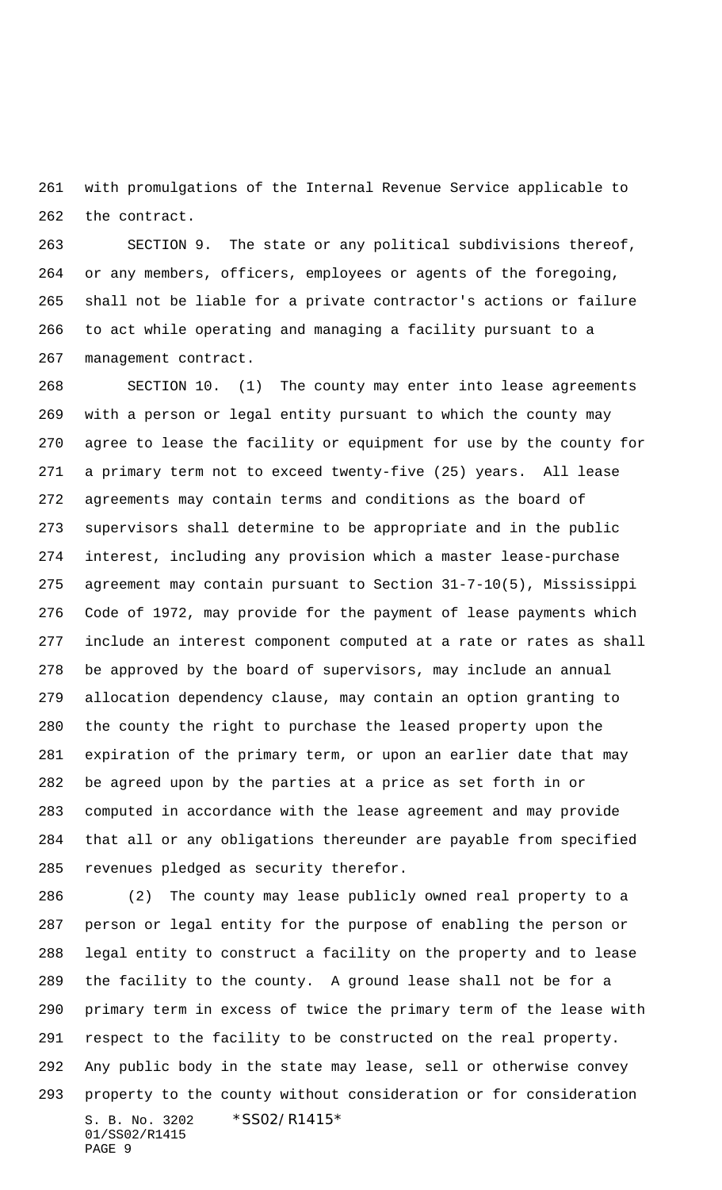with promulgations of the Internal Revenue Service applicable to the contract.

SECTION 9. The state or any political subdivisions thereof, or any members, officers, employees or agents of the foregoing, shall not be liable for a private contractor's actions or failure to act while operating and managing a facility pursuant to a management contract.

SECTION 10. (1) The county may enter into lease agreements with a person or legal entity pursuant to which the county may agree to lease the facility or equipment for use by the county for a primary term not to exceed twenty-five (25) years. All lease agreements may contain terms and conditions as the board of supervisors shall determine to be appropriate and in the public interest, including any provision which a master lease-purchase agreement may contain pursuant to Section 31-7-10(5), Mississippi Code of 1972, may provide for the payment of lease payments which include an interest component computed at a rate or rates as shall be approved by the board of supervisors, may include an annual allocation dependency clause, may contain an option granting to the county the right to purchase the leased property upon the expiration of the primary term, or upon an earlier date that may be agreed upon by the parties at a price as set forth in or computed in accordance with the lease agreement and may provide that all or any obligations thereunder are payable from specified revenues pledged as security therefor.

(2) The county may lease publicly owned real property to a person or legal entity for the purpose of enabling the person or legal entity to construct a facility on the property and to lease the facility to the county. A ground lease shall not be for a primary term in excess of twice the primary term of the lease with respect to the facility to be constructed on the real property. Any public body in the state may lease, sell or otherwise convey property to the county without consideration or for consideration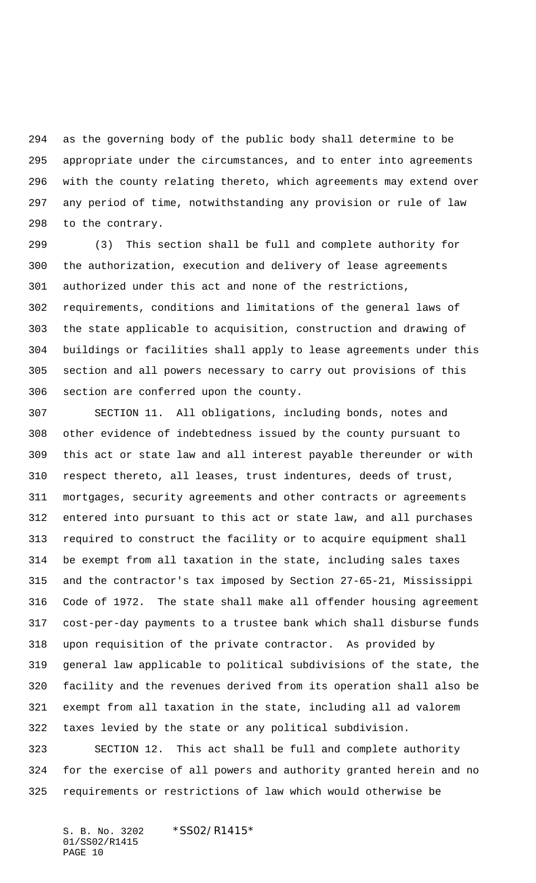as the governing body of the public body shall determine to be appropriate under the circumstances, and to enter into agreements with the county relating thereto, which agreements may extend over any period of time, notwithstanding any provision or rule of law to the contrary.

(3) This section shall be full and complete authority for the authorization, execution and delivery of lease agreements authorized under this act and none of the restrictions, requirements, conditions and limitations of the general laws of the state applicable to acquisition, construction and drawing of buildings or facilities shall apply to lease agreements under this section and all powers necessary to carry out provisions of this section are conferred upon the county.

SECTION 11. All obligations, including bonds, notes and other evidence of indebtedness issued by the county pursuant to this act or state law and all interest payable thereunder or with respect thereto, all leases, trust indentures, deeds of trust, mortgages, security agreements and other contracts or agreements entered into pursuant to this act or state law, and all purchases required to construct the facility or to acquire equipment shall be exempt from all taxation in the state, including sales taxes and the contractor's tax imposed by Section 27-65-21, Mississippi Code of 1972. The state shall make all offender housing agreement cost-per-day payments to a trustee bank which shall disburse funds upon requisition of the private contractor. As provided by general law applicable to political subdivisions of the state, the facility and the revenues derived from its operation shall also be exempt from all taxation in the state, including all ad valorem taxes levied by the state or any political subdivision.

SECTION 12. This act shall be full and complete authority for the exercise of all powers and authority granted herein and no requirements or restrictions of law which would otherwise be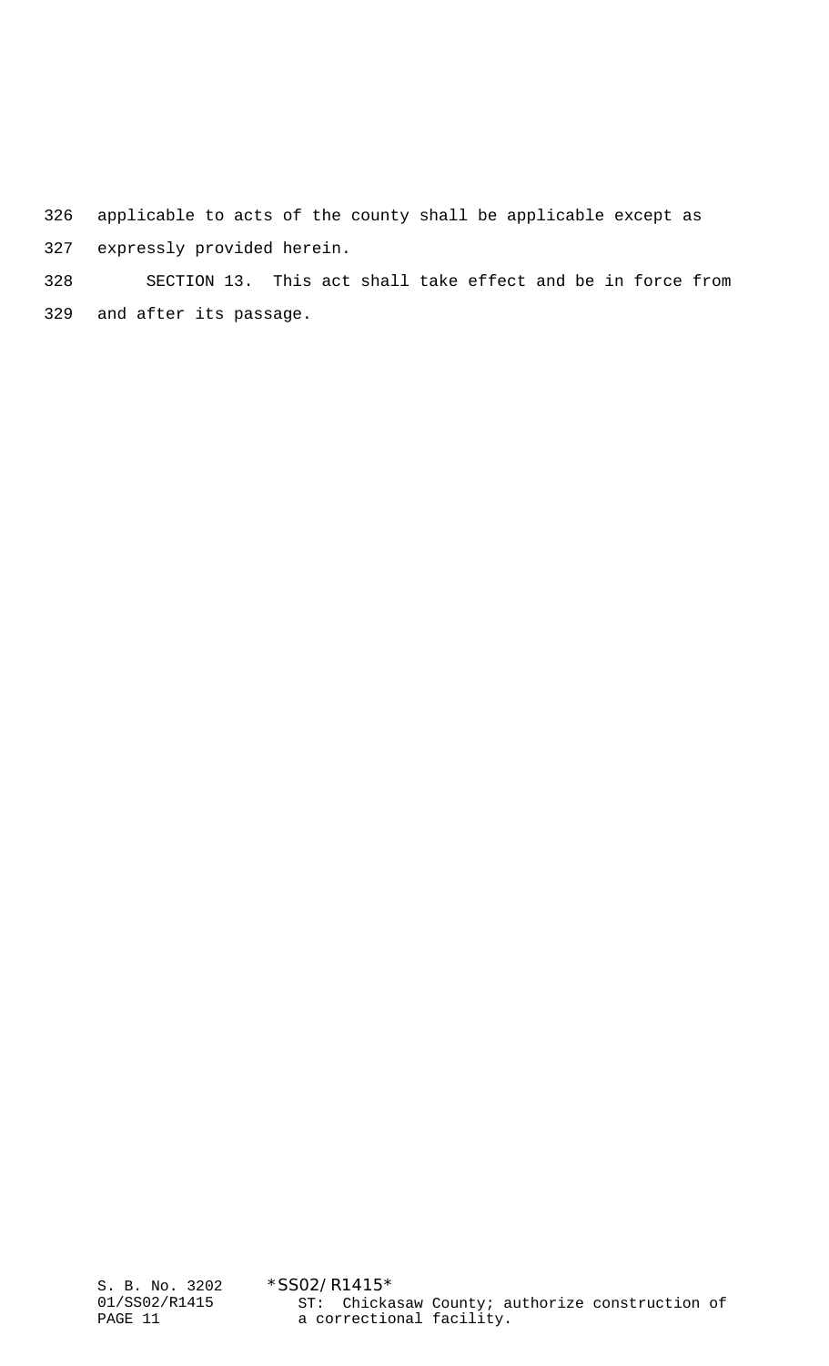applicable to acts of the county shall be applicable except as expressly provided herein.

SECTION 13. This act shall take effect and be in force from and after its passage.